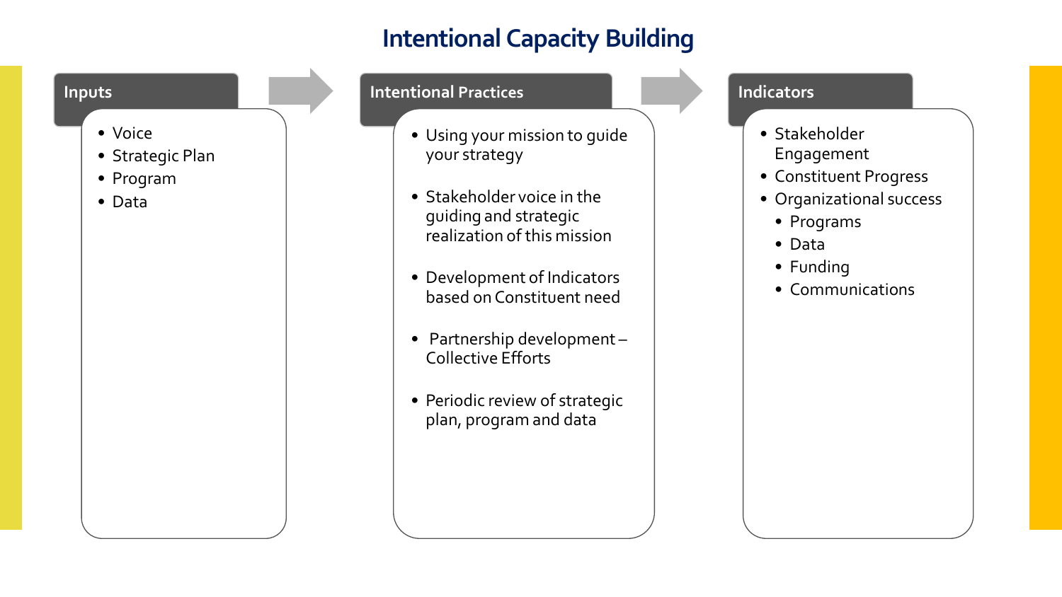# Intentional Capacity Building

## Inputs

- Voice
- Strategic Plan
- Program
- Data

## Intentional Practices

- Using your mission to guide your strategy
- Stakeholder voice in the guiding and strategic realization of this mission
- Development of Indicators based on Constituent need
- Partnership development – Collective Efforts
- Periodic review of strategic plan, program and data

## Indicators

- Stakeholder Engagement
- Constituent Progress
- Organizational success
  - Programs
  - Data
  - Funding
  - Communications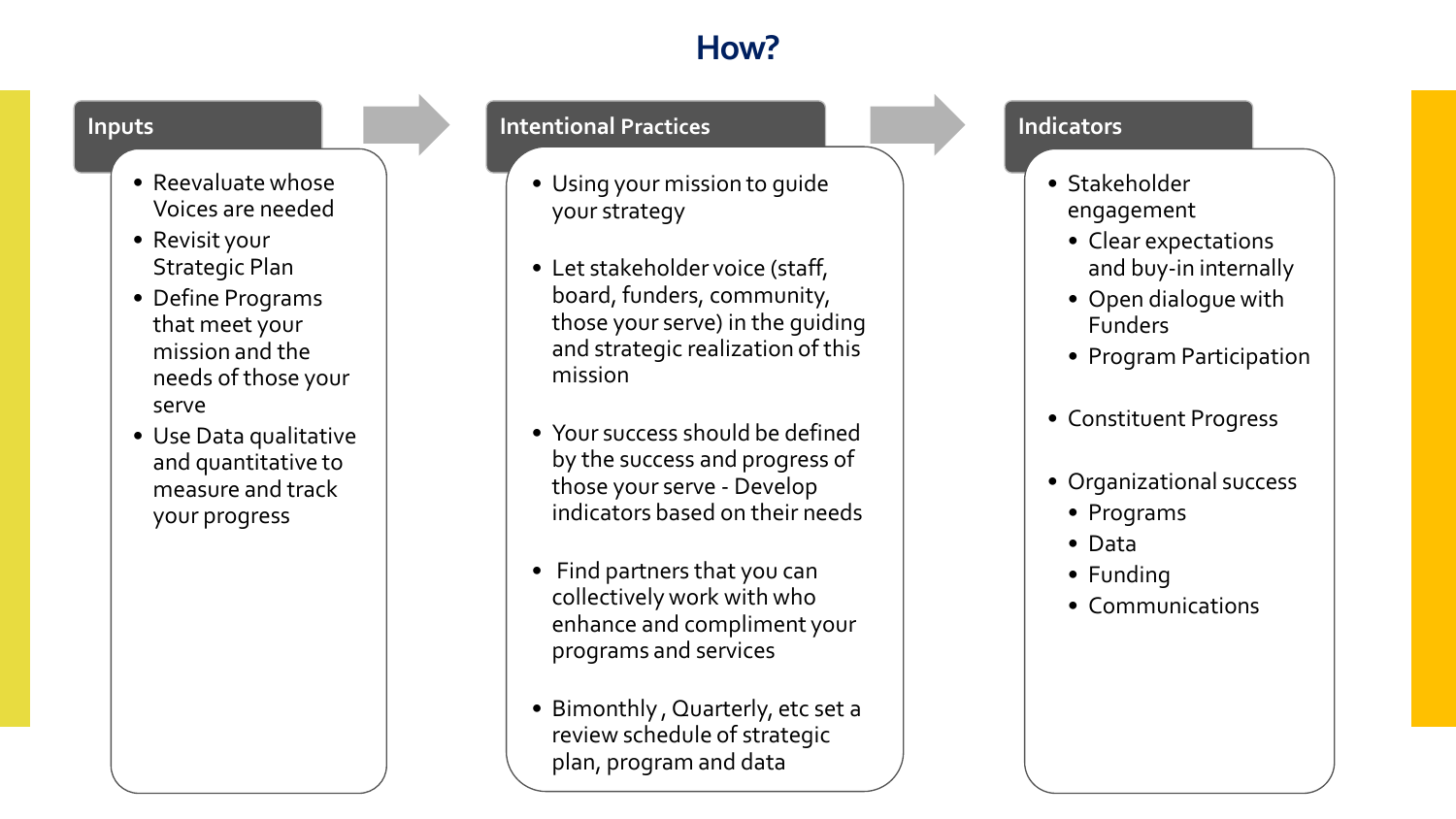# How?

## Inputs

- Reevaluate whose Voices are needed
- Revisit your Strategic Plan
- Define Programs that meet your mission and the needs of those your serve
- Use Data qualitative and quantitative to measure and track your progress

## Intentional Practices

- Using your mission to guide your strategy
- Let stakeholder voice (staff, board, funders, community, those your serve) in the guiding and strategic realization of this mission
- Your success should be defined by the success and progress of those your serve - Develop indicators based on their needs
- Find partners that you can collectively work with who enhance and compliment your programs and services
- Bimonthly , Quarterly, etc set a review schedule of strategic plan, program and data

## Indicators

- Stakeholder engagement
  - Clear expectations and buy-in internally
  - Open dialogue with Funders
  - Program Participation
- Constituent Progress
- Organizational success
  - Programs
  - Data
  - Funding
  - Communications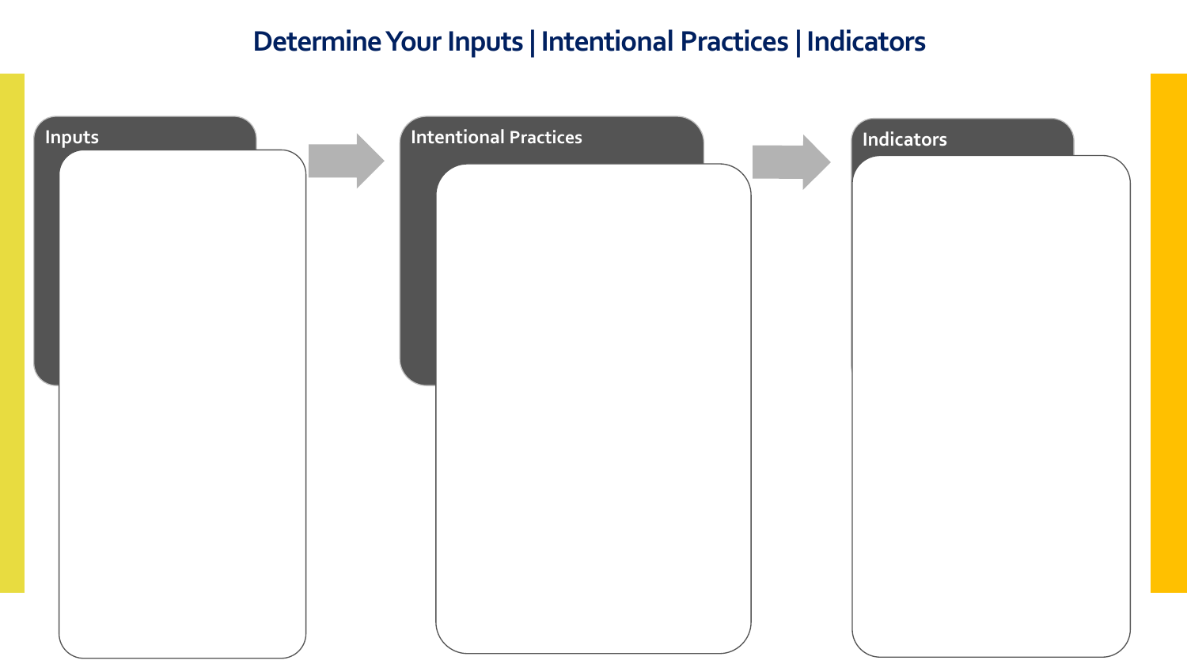# Determine Your Inputs | Intentional Practices | Indicators

Inputs

Intentional Practices

Indicators